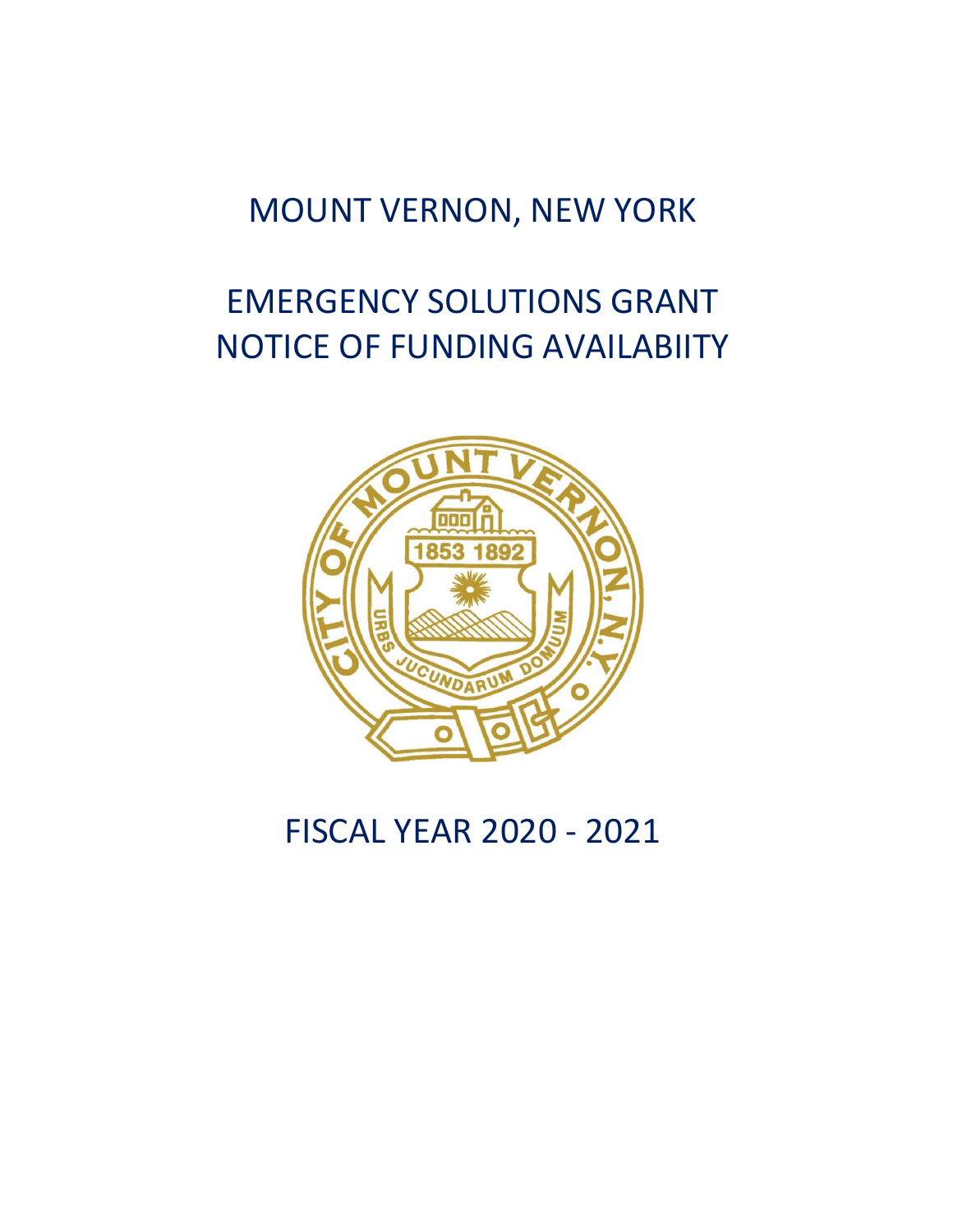# MOUNT VERNON, NEW YORK

# EMERGENCY SOLUTIONS GRANT NOTICE OF FUNDING AVAILABIITY

## FISCAL YEAR 2020 - 2021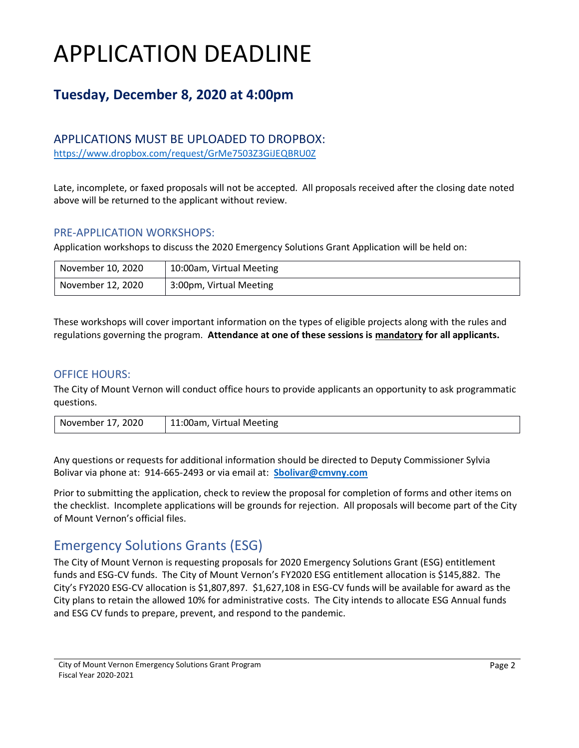# APPLICATION DEADLINE

## Tuesday, December 8, 2020 at 4:00pm

### APPLICATIONS MUST BE UPLOADED TO DROPBOX:

https://www.dropbox.com/request/GrMe7503Z3GiJEQBRU0Z

Late, incomplete, or faxed proposals will not be accepted. All proposals received after the closing date noted above will be returned to the applicant without review.

### PRE-APPLICATION WORKSHOPS:

Application workshops to discuss the 2020 Emergency Solutions Grant Application will be held on:

| November 10, 2020 | 10:00am, Virtual Meeting |
|---|---|
| November 12, 2020 | 3:00pm, Virtual Meeting |

These workshops will cover important information on the types of eligible projects along with the rules and regulations governing the program. **Attendance at one of these sessions is mandatory for all applicants.**

### OFFICE HOURS:

The City of Mount Vernon will conduct office hours to provide applicants an opportunity to ask programmatic questions.

| November 17, 2020 | 11:00am, Virtual Meeting |
|---|---|

Any questions or requests for additional information should be directed to Deputy Commissioner Sylvia Bolivar via phone at: 914-665-2493 or via email at: **Sbolivar@cmvny.com**

Prior to submitting the application, check to review the proposal for completion of forms and other items on the checklist. Incomplete applications will be grounds for rejection. All proposals will become part of the City of Mount Vernon's official files.

## Emergency Solutions Grants (ESG)

The City of Mount Vernon is requesting proposals for 2020 Emergency Solutions Grant (ESG) entitlement funds and ESG-CV funds. The City of Mount Vernon's FY2020 ESG entitlement allocation is $145,882. The City's FY2020 ESG-CV allocation is $1,807,897. $1,627,108 in ESG-CV funds will be available for award as the City plans to retain the allowed 10% for administrative costs. The City intends to allocate ESG Annual funds and ESG CV funds to prepare, prevent, and respond to the pandemic.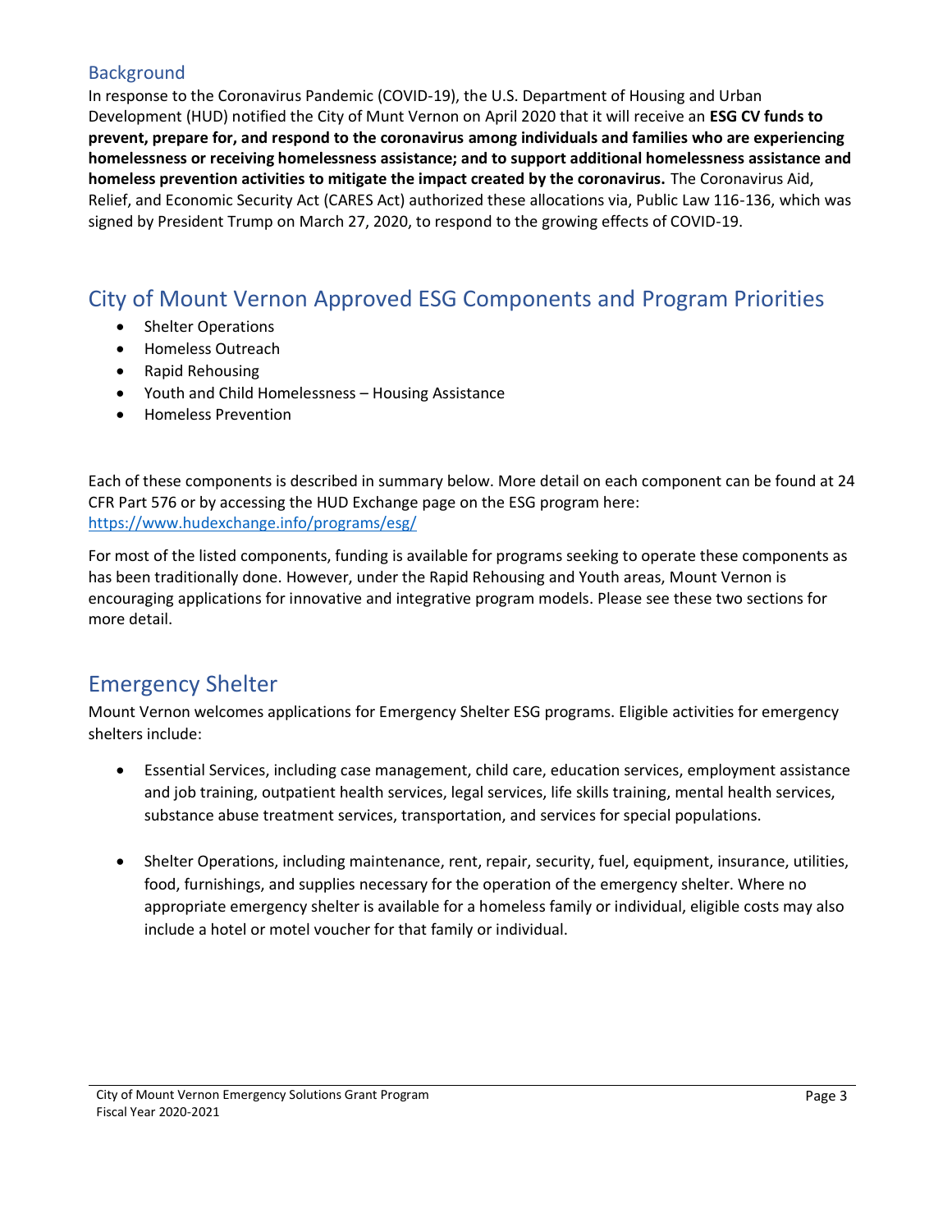## Background

In response to the Coronavirus Pandemic (COVID-19), the U.S. Department of Housing and Urban Development (HUD) notified the City of Munt Vernon on April 2020 that it will receive an **ESG CV funds to prevent, prepare for, and respond to the coronavirus among individuals and families who are experiencing homelessness or receiving homelessness assistance; and to support additional homelessness assistance and homeless prevention activities to mitigate the impact created by the coronavirus.** The Coronavirus Aid, Relief, and Economic Security Act (CARES Act) authorized these allocations via, Public Law 116-136, which was signed by President Trump on March 27, 2020, to respond to the growing effects of COVID-19.

# City of Mount Vernon Approved ESG Components and Program Priorities

- Shelter Operations
- Homeless Outreach
- Rapid Rehousing
- Youth and Child Homelessness – Housing Assistance
- Homeless Prevention

Each of these components is described in summary below. More detail on each component can be found at 24 CFR Part 576 or by accessing the HUD Exchange page on the ESG program here: https://www.hudexchange.info/programs/esg/

For most of the listed components, funding is available for programs seeking to operate these components as has been traditionally done. However, under the Rapid Rehousing and Youth areas, Mount Vernon is encouraging applications for innovative and integrative program models. Please see these two sections for more detail.

# Emergency Shelter

Mount Vernon welcomes applications for Emergency Shelter ESG programs. Eligible activities for emergency shelters include:

- Essential Services, including case management, child care, education services, employment assistance and job training, outpatient health services, legal services, life skills training, mental health services, substance abuse treatment services, transportation, and services for special populations.
- Shelter Operations, including maintenance, rent, repair, security, fuel, equipment, insurance, utilities, food, furnishings, and supplies necessary for the operation of the emergency shelter. Where no appropriate emergency shelter is available for a homeless family or individual, eligible costs may also include a hotel or motel voucher for that family or individual.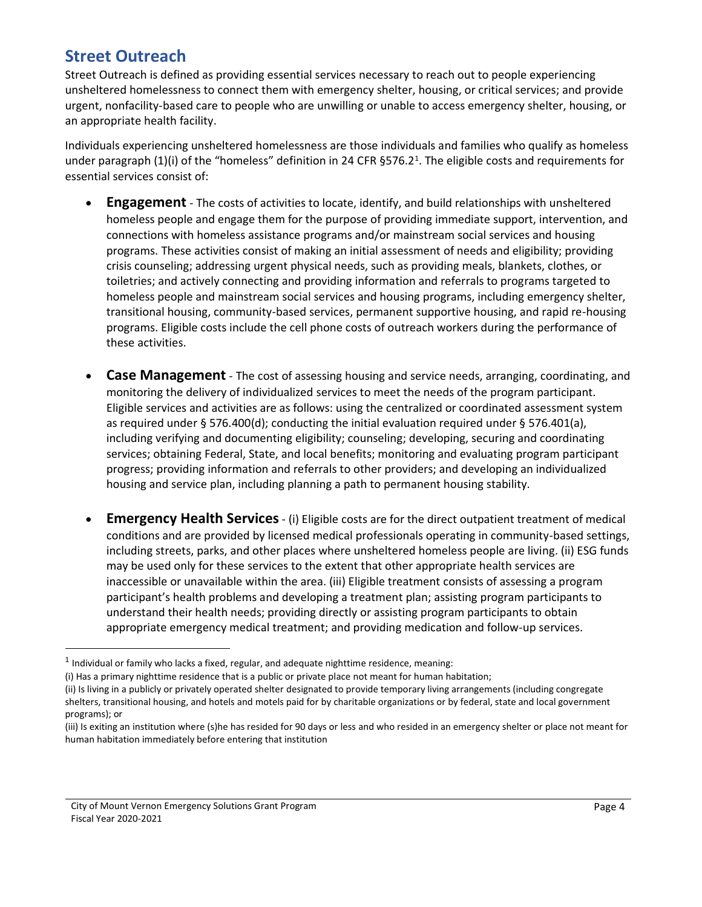## Street Outreach

Street Outreach is defined as providing essential services necessary to reach out to people experiencing unsheltered homelessness to connect them with emergency shelter, housing, or critical services; and provide urgent, nonfacility-based care to people who are unwilling or unable to access emergency shelter, housing, or an appropriate health facility.

Individuals experiencing unsheltered homelessness are those individuals and families who qualify as homeless under paragraph (1)(i) of the "homeless" definition in 24 CFR §576.2[1]. The eligible costs and requirements for essential services consist of:

- **Engagement** - The costs of activities to locate, identify, and build relationships with unsheltered homeless people and engage them for the purpose of providing immediate support, intervention, and connections with homeless assistance programs and/or mainstream social services and housing programs. These activities consist of making an initial assessment of needs and eligibility; providing crisis counseling; addressing urgent physical needs, such as providing meals, blankets, clothes, or toiletries; and actively connecting and providing information and referrals to programs targeted to homeless people and mainstream social services and housing programs, including emergency shelter, transitional housing, community-based services, permanent supportive housing, and rapid re-housing programs. Eligible costs include the cell phone costs of outreach workers during the performance of these activities.

- **Case Management** - The cost of assessing housing and service needs, arranging, coordinating, and monitoring the delivery of individualized services to meet the needs of the program participant. Eligible services and activities are as follows: using the centralized or coordinated assessment system as required under § 576.400(d); conducting the initial evaluation required under § 576.401(a), including verifying and documenting eligibility; counseling; developing, securing and coordinating services; obtaining Federal, State, and local benefits; monitoring and evaluating program participant progress; providing information and referrals to other providers; and developing an individualized housing and service plan, including planning a path to permanent housing stability.

- **Emergency Health Services** - (i) Eligible costs are for the direct outpatient treatment of medical conditions and are provided by licensed medical professionals operating in community-based settings, including streets, parks, and other places where unsheltered homeless people are living. (ii) ESG funds may be used only for these services to the extent that other appropriate health services are inaccessible or unavailable within the area. (iii) Eligible treatment consists of assessing a program participant's health problems and developing a treatment plan; assisting program participants to understand their health needs; providing directly or assisting program participants to obtain appropriate emergency medical treatment; and providing medication and follow-up services.

---

[1] Individual or family who lacks a fixed, regular, and adequate nighttime residence, meaning:
(i) Has a primary nighttime residence that is a public or private place not meant for human habitation;
(ii) Is living in a publicly or privately operated shelter designated to provide temporary living arrangements (including congregate shelters, transitional housing, and hotels and motels paid for by charitable organizations or by federal, state and local government programs); or
(iii) Is exiting an institution where (s)he has resided for 90 days or less and who resided in an emergency shelter or place not meant for human habitation immediately before entering that institution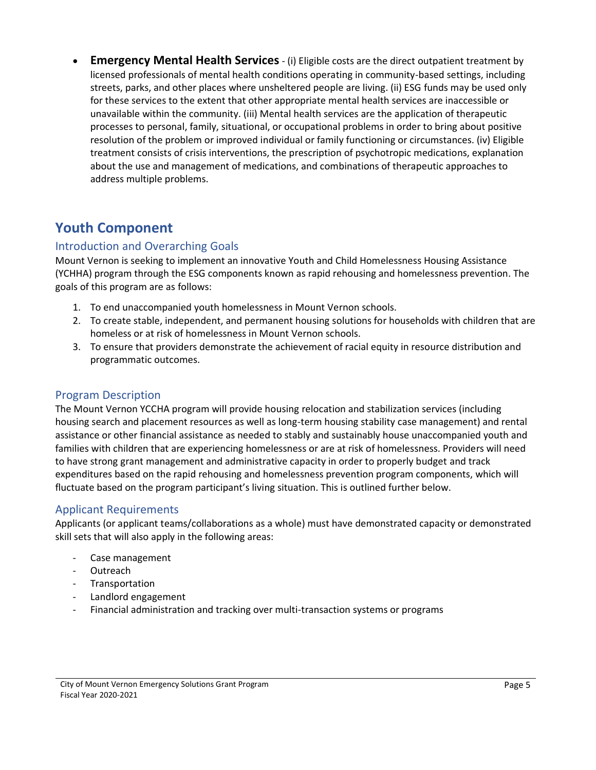- **Emergency Mental Health Services** - (i) Eligible costs are the direct outpatient treatment by licensed professionals of mental health conditions operating in community-based settings, including streets, parks, and other places where unsheltered people are living. (ii) ESG funds may be used only for these services to the extent that other appropriate mental health services are inaccessible or unavailable within the community. (iii) Mental health services are the application of therapeutic processes to personal, family, situational, or occupational problems in order to bring about positive resolution of the problem or improved individual or family functioning or circumstances. (iv) Eligible treatment consists of crisis interventions, the prescription of psychotropic medications, explanation about the use and management of medications, and combinations of therapeutic approaches to address multiple problems.

# Youth Component

## Introduction and Overarching Goals

Mount Vernon is seeking to implement an innovative Youth and Child Homelessness Housing Assistance (YCHHA) program through the ESG components known as rapid rehousing and homelessness prevention. The goals of this program are as follows:

1. To end unaccompanied youth homelessness in Mount Vernon schools.
2. To create stable, independent, and permanent housing solutions for households with children that are homeless or at risk of homelessness in Mount Vernon schools.
3. To ensure that providers demonstrate the achievement of racial equity in resource distribution and programmatic outcomes.

## Program Description

The Mount Vernon YCCHA program will provide housing relocation and stabilization services (including housing search and placement resources as well as long-term housing stability case management) and rental assistance or other financial assistance as needed to stably and sustainably house unaccompanied youth and families with children that are experiencing homelessness or are at risk of homelessness. Providers will need to have strong grant management and administrative capacity in order to properly budget and track expenditures based on the rapid rehousing and homelessness prevention program components, which will fluctuate based on the program participant's living situation. This is outlined further below.

## Applicant Requirements

Applicants (or applicant teams/collaborations as a whole) must have demonstrated capacity or demonstrated skill sets that will also apply in the following areas:

- Case management
- Outreach
- Transportation
- Landlord engagement
- Financial administration and tracking over multi-transaction systems or programs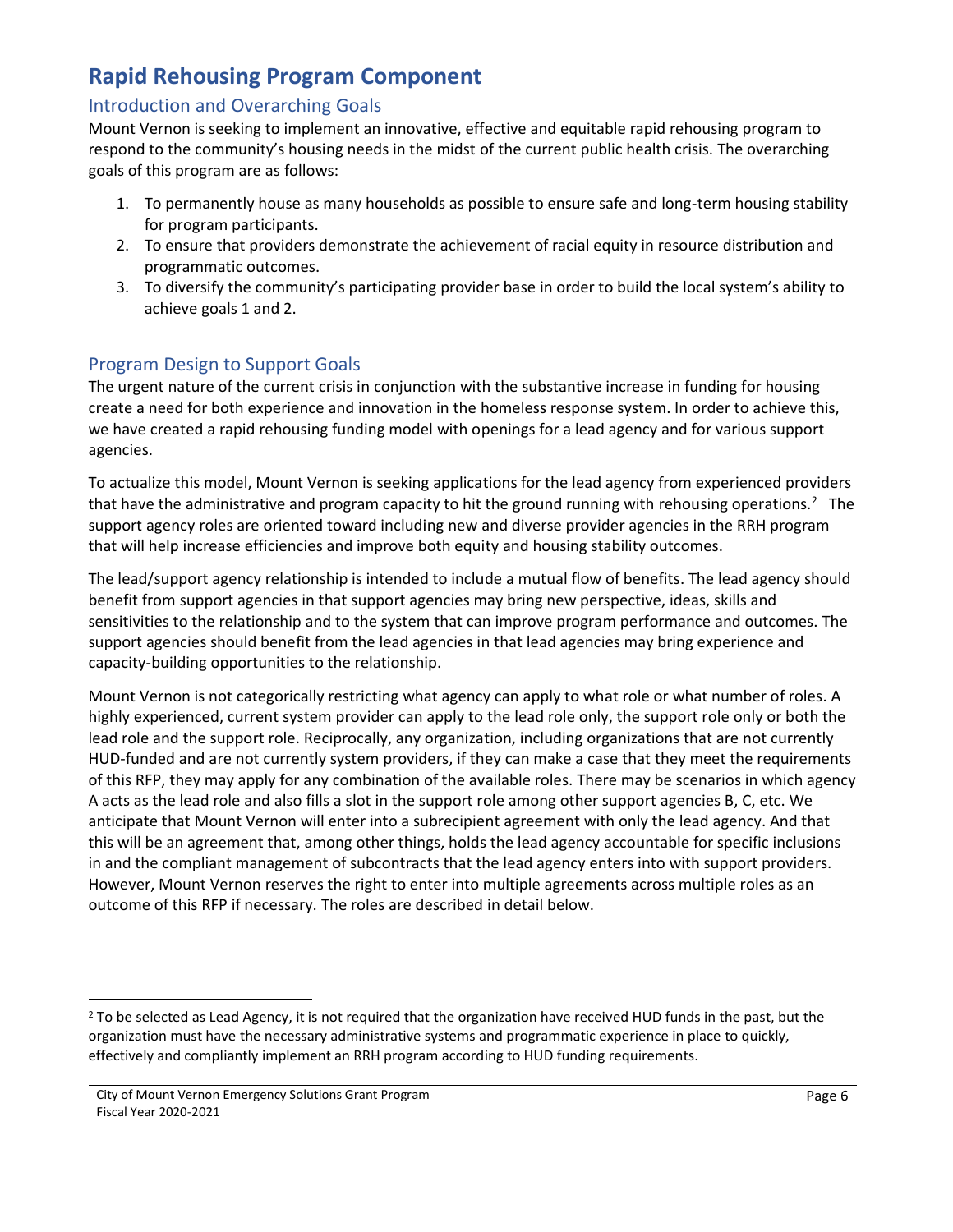# Rapid Rehousing Program Component

## Introduction and Overarching Goals

Mount Vernon is seeking to implement an innovative, effective and equitable rapid rehousing program to respond to the community's housing needs in the midst of the current public health crisis. The overarching goals of this program are as follows:

1. To permanently house as many households as possible to ensure safe and long-term housing stability for program participants.
2. To ensure that providers demonstrate the achievement of racial equity in resource distribution and programmatic outcomes.
3. To diversify the community's participating provider base in order to build the local system's ability to achieve goals 1 and 2.

## Program Design to Support Goals

The urgent nature of the current crisis in conjunction with the substantive increase in funding for housing create a need for both experience and innovation in the homeless response system. In order to achieve this, we have created a rapid rehousing funding model with openings for a lead agency and for various support agencies.

To actualize this model, Mount Vernon is seeking applications for the lead agency from experienced providers that have the administrative and program capacity to hit the ground running with rehousing operations.[2] The support agency roles are oriented toward including new and diverse provider agencies in the RRH program that will help increase efficiencies and improve both equity and housing stability outcomes.

The lead/support agency relationship is intended to include a mutual flow of benefits. The lead agency should benefit from support agencies in that support agencies may bring new perspective, ideas, skills and sensitivities to the relationship and to the system that can improve program performance and outcomes. The support agencies should benefit from the lead agencies in that lead agencies may bring experience and capacity-building opportunities to the relationship.

Mount Vernon is not categorically restricting what agency can apply to what role or what number of roles. A highly experienced, current system provider can apply to the lead role only, the support role only or both the lead role and the support role. Reciprocally, any organization, including organizations that are not currently HUD-funded and are not currently system providers, if they can make a case that they meet the requirements of this RFP, they may apply for any combination of the available roles. There may be scenarios in which agency A acts as the lead role and also fills a slot in the support role among other support agencies B, C, etc. We anticipate that Mount Vernon will enter into a subrecipient agreement with only the lead agency. And that this will be an agreement that, among other things, holds the lead agency accountable for specific inclusions in and the compliant management of subcontracts that the lead agency enters into with support providers. However, Mount Vernon reserves the right to enter into multiple agreements across multiple roles as an outcome of this RFP if necessary. The roles are described in detail below.

---

[2] To be selected as Lead Agency, it is not required that the organization have received HUD funds in the past, but the organization must have the necessary administrative systems and programmatic experience in place to quickly, effectively and compliantly implement an RRH program according to HUD funding requirements.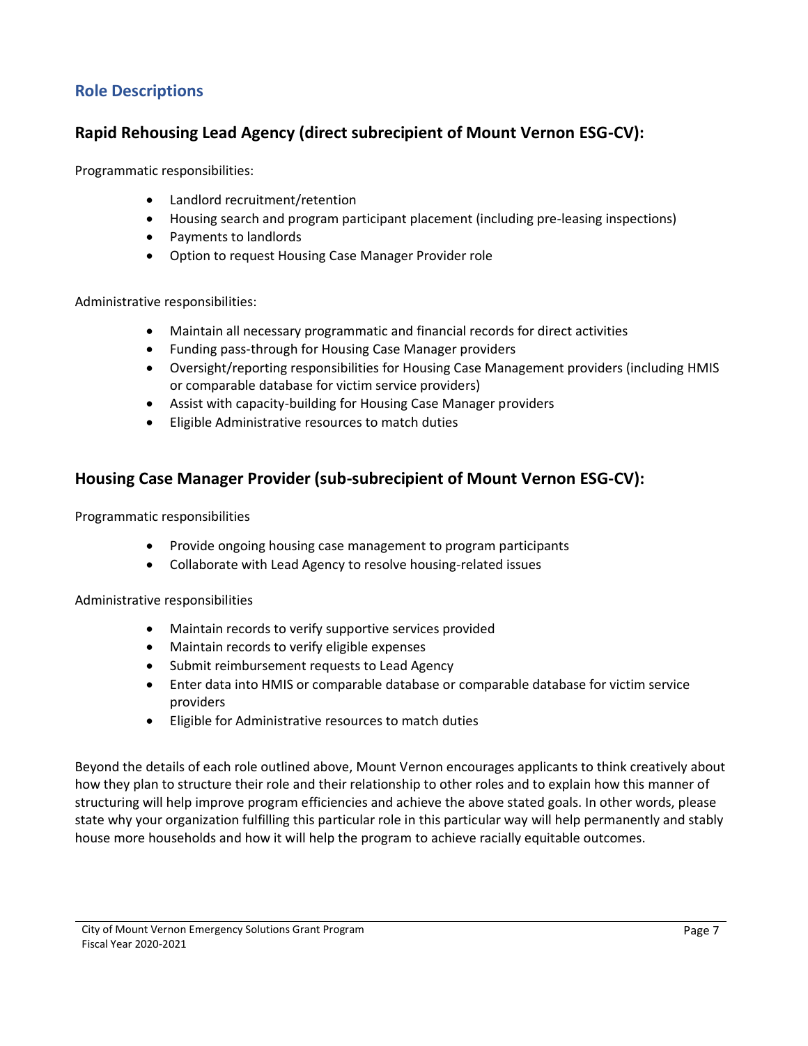## Role Descriptions

### Rapid Rehousing Lead Agency (direct subrecipient of Mount Vernon ESG-CV):

Programmatic responsibilities:

- Landlord recruitment/retention
- Housing search and program participant placement (including pre-leasing inspections)
- Payments to landlords
- Option to request Housing Case Manager Provider role

Administrative responsibilities:

- Maintain all necessary programmatic and financial records for direct activities
- Funding pass-through for Housing Case Manager providers
- Oversight/reporting responsibilities for Housing Case Management providers (including HMIS or comparable database for victim service providers)
- Assist with capacity-building for Housing Case Manager providers
- Eligible Administrative resources to match duties

### Housing Case Manager Provider (sub-subrecipient of Mount Vernon ESG-CV):

Programmatic responsibilities

- Provide ongoing housing case management to program participants
- Collaborate with Lead Agency to resolve housing-related issues

Administrative responsibilities

- Maintain records to verify supportive services provided
- Maintain records to verify eligible expenses
- Submit reimbursement requests to Lead Agency
- Enter data into HMIS or comparable database or comparable database for victim service providers
- Eligible for Administrative resources to match duties

Beyond the details of each role outlined above, Mount Vernon encourages applicants to think creatively about how they plan to structure their role and their relationship to other roles and to explain how this manner of structuring will help improve program efficiencies and achieve the above stated goals. In other words, please state why your organization fulfilling this particular role in this particular way will help permanently and stably house more households and how it will help the program to achieve racially equitable outcomes.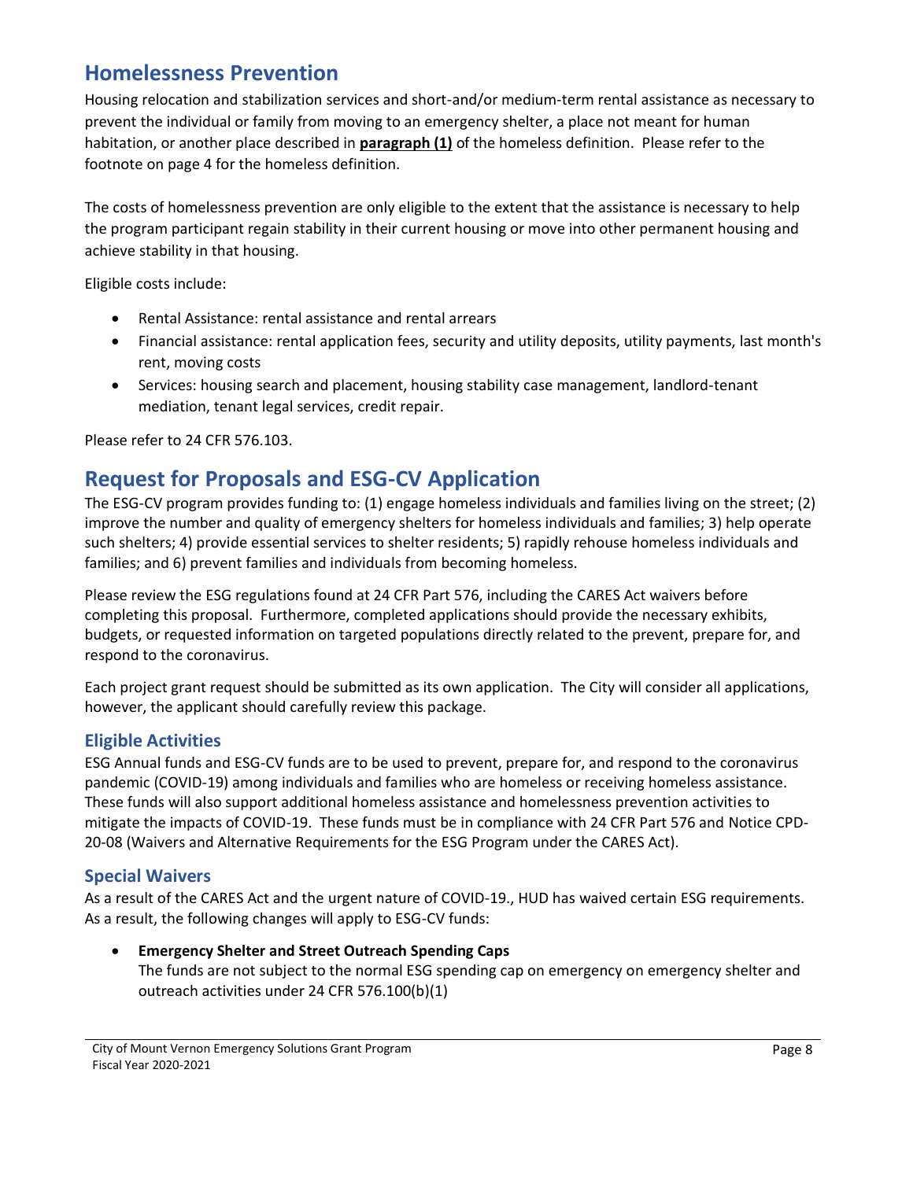## Homelessness Prevention

Housing relocation and stabilization services and short-and/or medium-term rental assistance as necessary to prevent the individual or family from moving to an emergency shelter, a place not meant for human habitation, or another place described in **paragraph (1)** of the homeless definition. Please refer to the footnote on page 4 for the homeless definition.

The costs of homelessness prevention are only eligible to the extent that the assistance is necessary to help the program participant regain stability in their current housing or move into other permanent housing and achieve stability in that housing.

Eligible costs include:

- Rental Assistance: rental assistance and rental arrears
- Financial assistance: rental application fees, security and utility deposits, utility payments, last month's rent, moving costs
- Services: housing search and placement, housing stability case management, landlord-tenant mediation, tenant legal services, credit repair.

Please refer to 24 CFR 576.103.

## Request for Proposals and ESG-CV Application

The ESG-CV program provides funding to: (1) engage homeless individuals and families living on the street; (2) improve the number and quality of emergency shelters for homeless individuals and families; 3) help operate such shelters; 4) provide essential services to shelter residents; 5) rapidly rehouse homeless individuals and families; and 6) prevent families and individuals from becoming homeless.

Please review the ESG regulations found at 24 CFR Part 576, including the CARES Act waivers before completing this proposal. Furthermore, completed applications should provide the necessary exhibits, budgets, or requested information on targeted populations directly related to the prevent, prepare for, and respond to the coronavirus.

Each project grant request should be submitted as its own application. The City will consider all applications, however, the applicant should carefully review this package.

### Eligible Activities

ESG Annual funds and ESG-CV funds are to be used to prevent, prepare for, and respond to the coronavirus pandemic (COVID-19) among individuals and families who are homeless or receiving homeless assistance. These funds will also support additional homeless assistance and homelessness prevention activities to mitigate the impacts of COVID-19. These funds must be in compliance with 24 CFR Part 576 and Notice CPD-20-08 (Waivers and Alternative Requirements for the ESG Program under the CARES Act).

### Special Waivers

As a result of the CARES Act and the urgent nature of COVID-19., HUD has waived certain ESG requirements. As a result, the following changes will apply to ESG-CV funds:

- **Emergency Shelter and Street Outreach Spending Caps**
  The funds are not subject to the normal ESG spending cap on emergency on emergency shelter and outreach activities under 24 CFR 576.100(b)(1)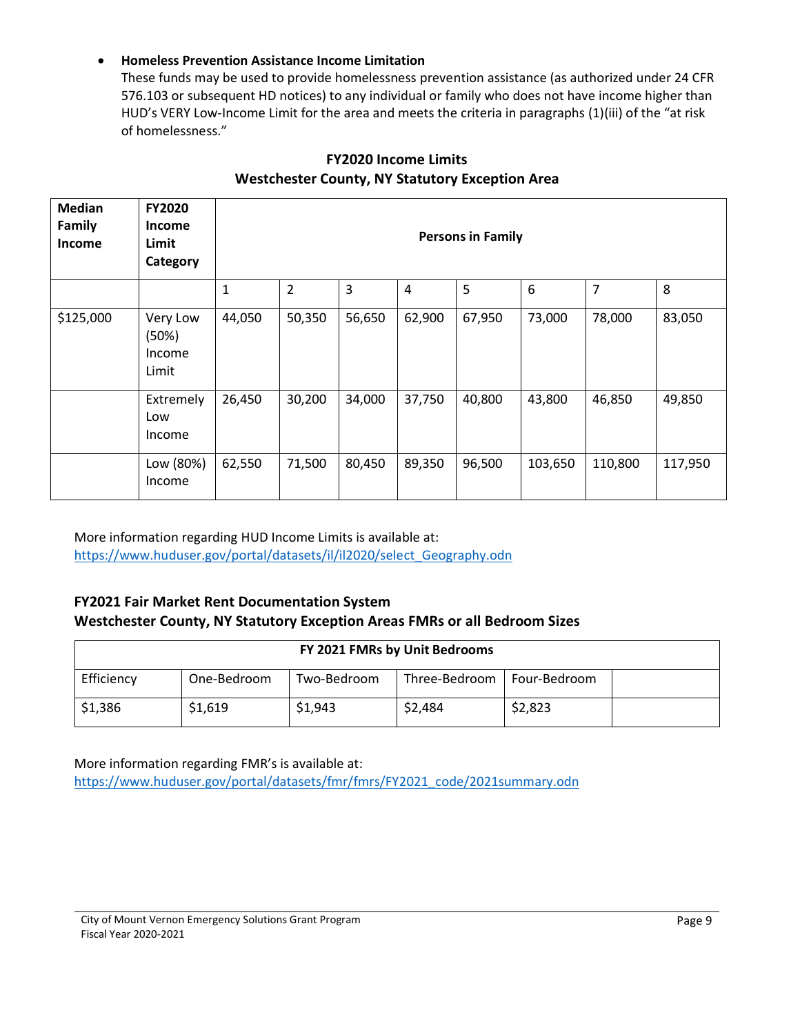- **Homeless Prevention Assistance Income Limitation**
  These funds may be used to provide homelessness prevention assistance (as authorized under 24 CFR 576.103 or subsequent HD notices) to any individual or family who does not have income higher than HUD's VERY Low-Income Limit for the area and meets the criteria in paragraphs (1)(iii) of the "at risk of homelessness."

**FY2020 Income Limits**
**Westchester County, NY Statutory Exception Area**

| Median Family Income | FY2020 Income Limit Category | Persons in Family | | | | | | | |
|---|---|---|---|---|---|---|---|---|---|
| | | 1 | 2 | 3 | 4 | 5 | 6 | 7 | 8 |
| $125,000 | Very Low (50%) Income Limit | 44,050 | 50,350 | 56,650 | 62,900 | 67,950 | 73,000 | 78,000 | 83,050 |
| | Extremely Low Income | 26,450 | 30,200 | 34,000 | 37,750 | 40,800 | 43,800 | 46,850 | 49,850 |
| | Low (80%) Income | 62,550 | 71,500 | 80,450 | 89,350 | 96,500 | 103,650 | 110,800 | 117,950 |

More information regarding HUD Income Limits is available at:
https://www.huduser.gov/portal/datasets/il/il2020/select_Geography.odn

**FY2021 Fair Market Rent Documentation System**
**Westchester County, NY Statutory Exception Areas FMRs or all Bedroom Sizes**

| FY 2021 FMRs by Unit Bedrooms | | | | | |
|---|---|---|---|---|---|
| Efficiency | One-Bedroom | Two-Bedroom | Three-Bedroom | Four-Bedroom | |
| $1,386 | $1,619 | $1,943 | $2,484 | $2,823 | |

More information regarding FMR's is available at:
https://www.huduser.gov/portal/datasets/fmr/fmrs/FY2021_code/2021summary.odn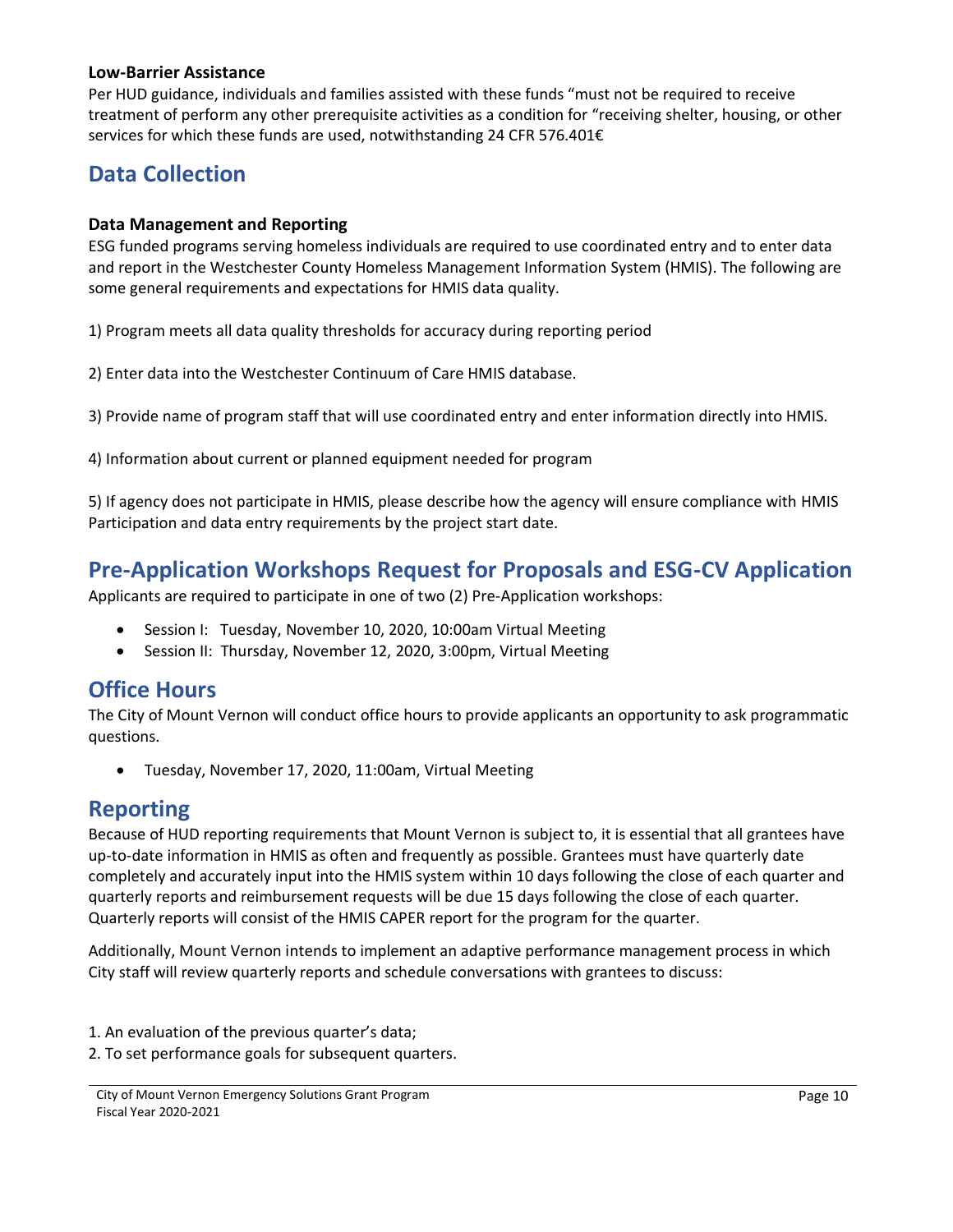### Low-Barrier Assistance

Per HUD guidance, individuals and families assisted with these funds "must not be required to receive treatment of perform any other prerequisite activities as a condition for "receiving shelter, housing, or other services for which these funds are used, notwithstanding 24 CFR 576.401€

## Data Collection

### Data Management and Reporting

ESG funded programs serving homeless individuals are required to use coordinated entry and to enter data and report in the Westchester County Homeless Management Information System (HMIS). The following are some general requirements and expectations for HMIS data quality.

1) Program meets all data quality thresholds for accuracy during reporting period

2) Enter data into the Westchester Continuum of Care HMIS database.

3) Provide name of program staff that will use coordinated entry and enter information directly into HMIS.

4) Information about current or planned equipment needed for program

5) If agency does not participate in HMIS, please describe how the agency will ensure compliance with HMIS Participation and data entry requirements by the project start date.

## Pre-Application Workshops Request for Proposals and ESG-CV Application

Applicants are required to participate in one of two (2) Pre-Application workshops:

- Session I: Tuesday, November 10, 2020, 10:00am Virtual Meeting
- Session II: Thursday, November 12, 2020, 3:00pm, Virtual Meeting

## Office Hours

The City of Mount Vernon will conduct office hours to provide applicants an opportunity to ask programmatic questions.

- Tuesday, November 17, 2020, 11:00am, Virtual Meeting

## Reporting

Because of HUD reporting requirements that Mount Vernon is subject to, it is essential that all grantees have up-to-date information in HMIS as often and frequently as possible. Grantees must have quarterly date completely and accurately input into the HMIS system within 10 days following the close of each quarter and quarterly reports and reimbursement requests will be due 15 days following the close of each quarter. Quarterly reports will consist of the HMIS CAPER report for the program for the quarter.

Additionally, Mount Vernon intends to implement an adaptive performance management process in which City staff will review quarterly reports and schedule conversations with grantees to discuss:

1. An evaluation of the previous quarter's data;
2. To set performance goals for subsequent quarters.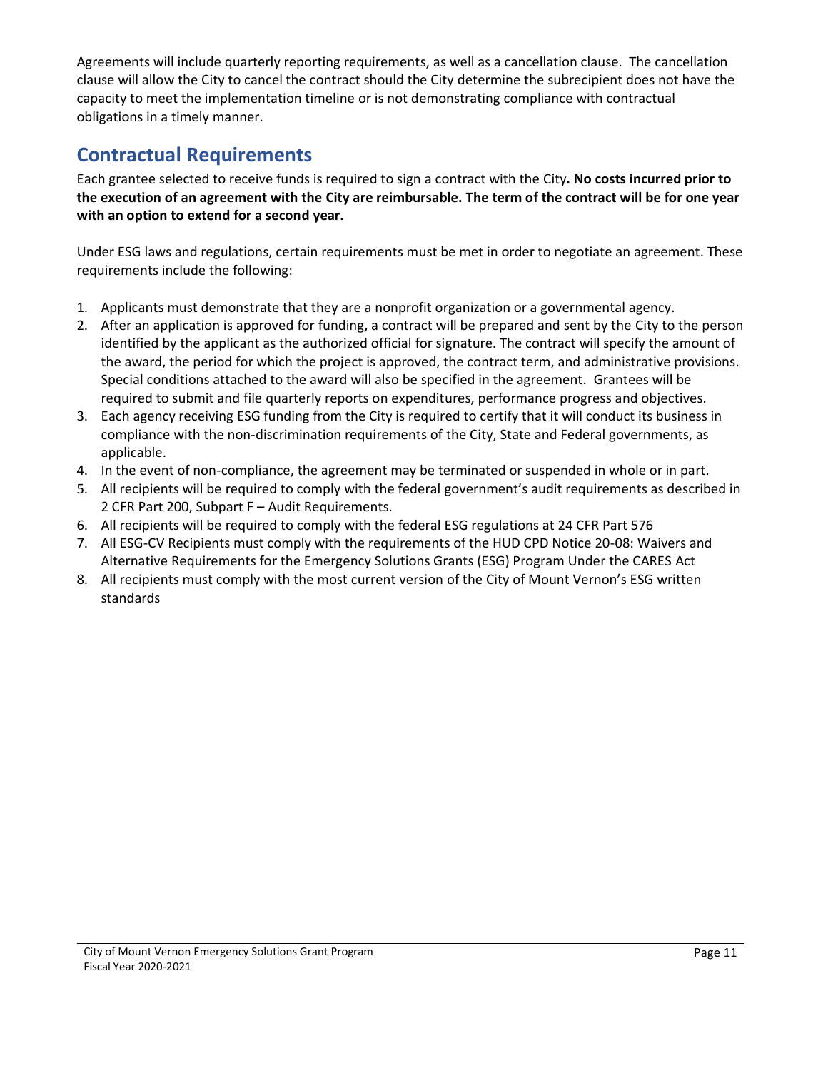Agreements will include quarterly reporting requirements, as well as a cancellation clause. The cancellation clause will allow the City to cancel the contract should the City determine the subrecipient does not have the capacity to meet the implementation timeline or is not demonstrating compliance with contractual obligations in a timely manner.

## Contractual Requirements

Each grantee selected to receive funds is required to sign a contract with the City**. No costs incurred prior to the execution of an agreement with the City are reimbursable. The term of the contract will be for one year with an option to extend for a second year.**

Under ESG laws and regulations, certain requirements must be met in order to negotiate an agreement. These requirements include the following:

1. Applicants must demonstrate that they are a nonprofit organization or a governmental agency.
2. After an application is approved for funding, a contract will be prepared and sent by the City to the person identified by the applicant as the authorized official for signature. The contract will specify the amount of the award, the period for which the project is approved, the contract term, and administrative provisions. Special conditions attached to the award will also be specified in the agreement. Grantees will be required to submit and file quarterly reports on expenditures, performance progress and objectives.
3. Each agency receiving ESG funding from the City is required to certify that it will conduct its business in compliance with the non-discrimination requirements of the City, State and Federal governments, as applicable.
4. In the event of non-compliance, the agreement may be terminated or suspended in whole or in part.
5. All recipients will be required to comply with the federal government's audit requirements as described in 2 CFR Part 200, Subpart F – Audit Requirements.
6. All recipients will be required to comply with the federal ESG regulations at 24 CFR Part 576
7. All ESG-CV Recipients must comply with the requirements of the HUD CPD Notice 20-08: Waivers and Alternative Requirements for the Emergency Solutions Grants (ESG) Program Under the CARES Act
8. All recipients must comply with the most current version of the City of Mount Vernon's ESG written standards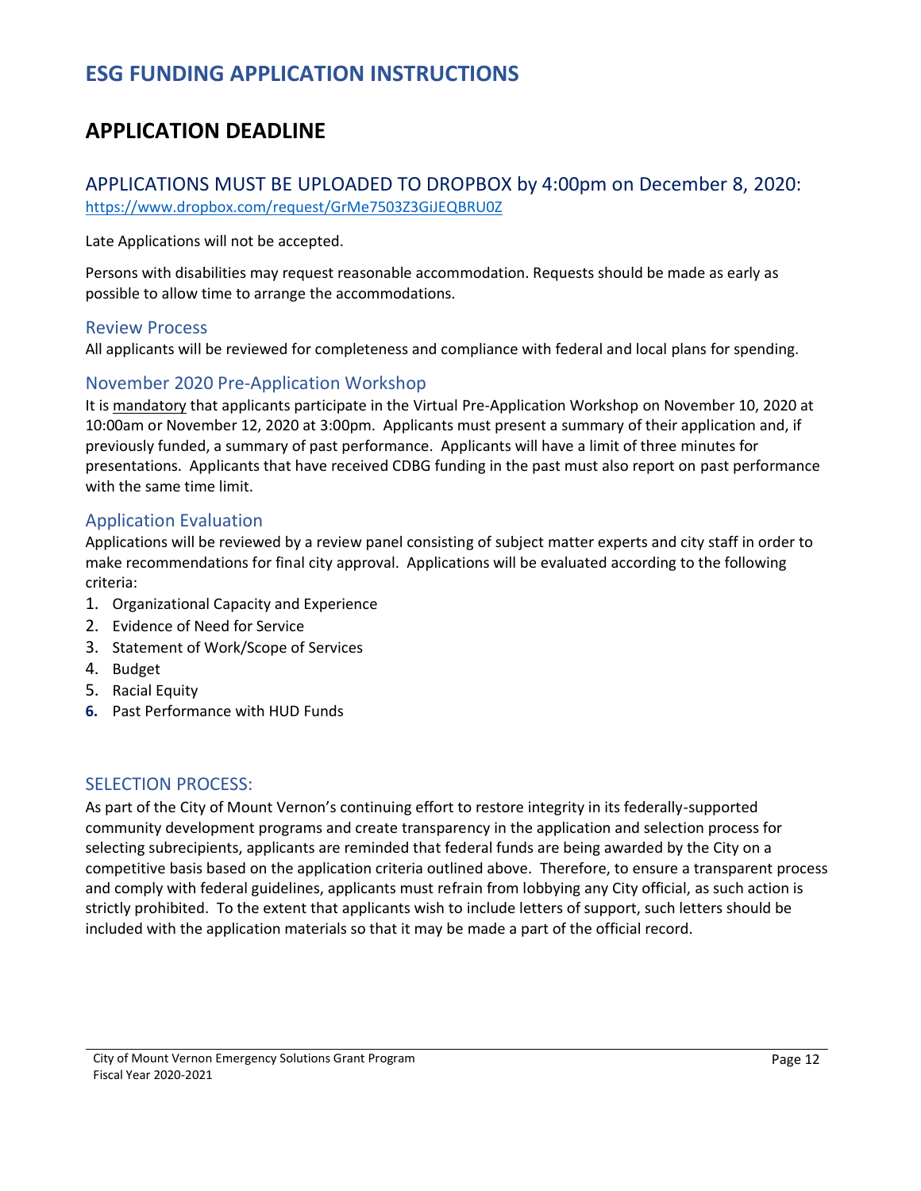# ESG FUNDING APPLICATION INSTRUCTIONS

# APPLICATION DEADLINE

## APPLICATIONS MUST BE UPLOADED TO DROPBOX by 4:00pm on December 8, 2020:

https://www.dropbox.com/request/GrMe7503Z3GiJEQBRU0Z

Late Applications will not be accepted.

Persons with disabilities may request reasonable accommodation. Requests should be made as early as possible to allow time to arrange the accommodations.

### Review Process

All applicants will be reviewed for completeness and compliance with federal and local plans for spending.

### November 2020 Pre-Application Workshop

It is <u>mandatory</u> that applicants participate in the Virtual Pre-Application Workshop on November 10, 2020 at 10:00am or November 12, 2020 at 3:00pm. Applicants must present a summary of their application and, if previously funded, a summary of past performance. Applicants will have a limit of three minutes for presentations. Applicants that have received CDBG funding in the past must also report on past performance with the same time limit.

### Application Evaluation

Applications will be reviewed by a review panel consisting of subject matter experts and city staff in order to make recommendations for final city approval. Applications will be evaluated according to the following criteria:

1. Organizational Capacity and Experience
2. Evidence of Need for Service
3. Statement of Work/Scope of Services
4. Budget
5. Racial Equity
6. Past Performance with HUD Funds

### SELECTION PROCESS:

As part of the City of Mount Vernon's continuing effort to restore integrity in its federally-supported community development programs and create transparency in the application and selection process for selecting subrecipients, applicants are reminded that federal funds are being awarded by the City on a competitive basis based on the application criteria outlined above. Therefore, to ensure a transparent process and comply with federal guidelines, applicants must refrain from lobbying any City official, as such action is strictly prohibited. To the extent that applicants wish to include letters of support, such letters should be included with the application materials so that it may be made a part of the official record.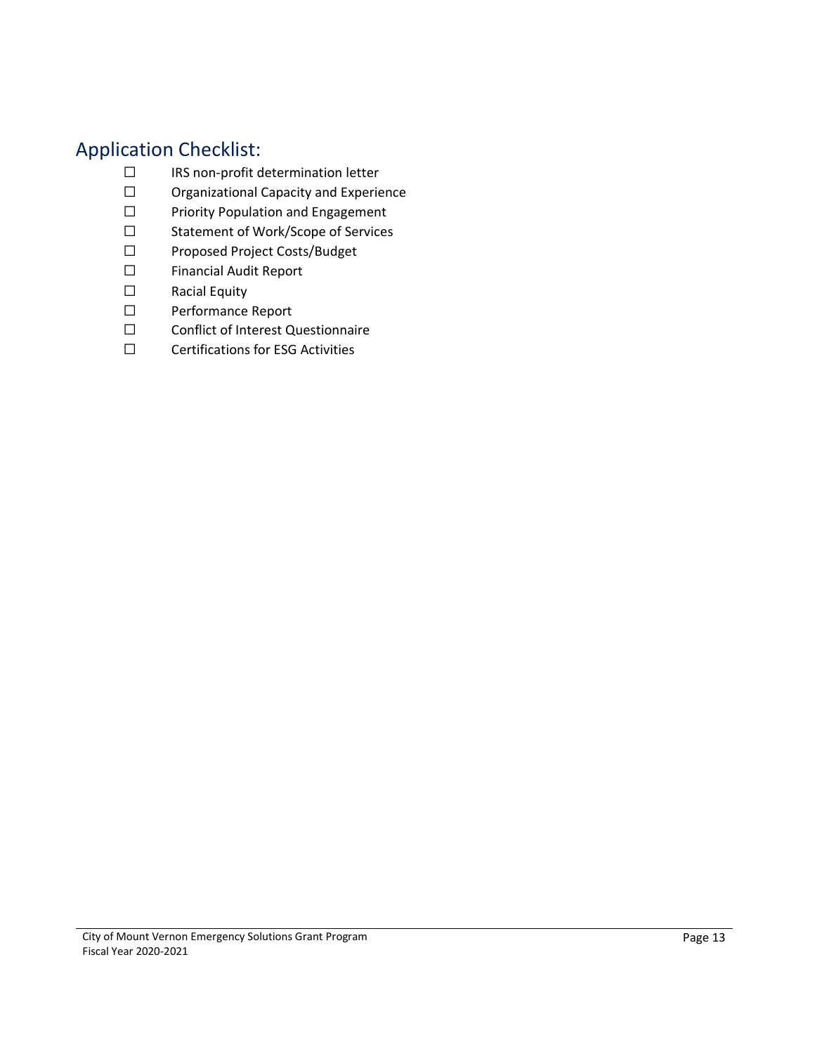## Application Checklist:

- ☐ IRS non-profit determination letter
- ☐ Organizational Capacity and Experience
- ☐ Priority Population and Engagement
- ☐ Statement of Work/Scope of Services
- ☐ Proposed Project Costs/Budget
- ☐ Financial Audit Report
- ☐ Racial Equity
- ☐ Performance Report
- ☐ Conflict of Interest Questionnaire
- ☐ Certifications for ESG Activities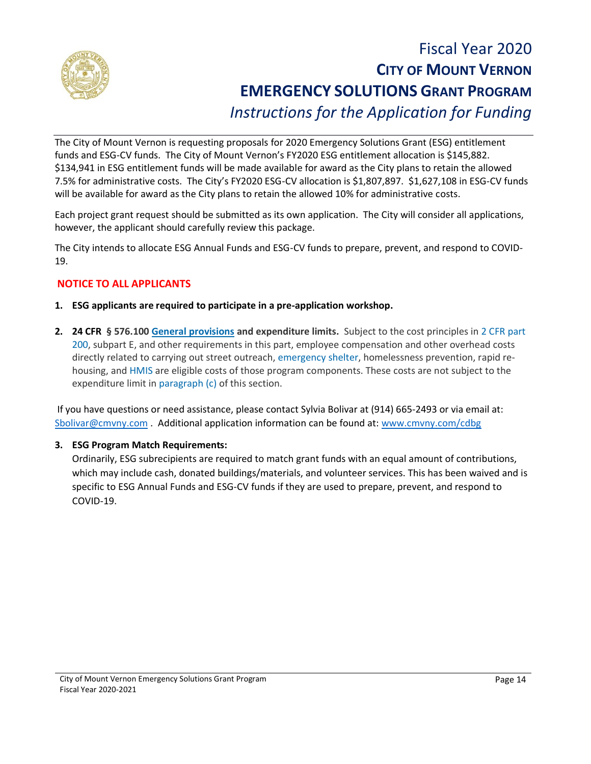# Fiscal Year 2020

# CITY OF MOUNT VERNON

# EMERGENCY SOLUTIONS GRANT PROGRAM

## *Instructions for the Application for Funding*

The City of Mount Vernon is requesting proposals for 2020 Emergency Solutions Grant (ESG) entitlement funds and ESG-CV funds. The City of Mount Vernon's FY2020 ESG entitlement allocation is $145,882. $134,941 in ESG entitlement funds will be made available for award as the City plans to retain the allowed 7.5% for administrative costs. The City's FY2020 ESG-CV allocation is $1,807,897. $1,627,108 in ESG-CV funds will be available for award as the City plans to retain the allowed 10% for administrative costs.

Each project grant request should be submitted as its own application. The City will consider all applications, however, the applicant should carefully review this package.

The City intends to allocate ESG Annual Funds and ESG-CV funds to prepare, prevent, and respond to COVID-19.

**NOTICE TO ALL APPLICANTS**

1. **ESG applicants are required to participate in a pre-application workshop.**

2. **24 CFR § 576.100 General provisions and expenditure limits.** Subject to the cost principles in 2 CFR part 200, subpart E, and other requirements in this part, employee compensation and other overhead costs directly related to carrying out street outreach, emergency shelter, homelessness prevention, rapid re-housing, and HMIS are eligible costs of those program components. These costs are not subject to the expenditure limit in paragraph (c) of this section.

If you have questions or need assistance, please contact Sylvia Bolivar at (914) 665-2493 or via email at: Sbolivar@cmvny.com . Additional application information can be found at: www.cmvny.com/cdbg

3. **ESG Program Match Requirements:**
   Ordinarily, ESG subrecipients are required to match grant funds with an equal amount of contributions, which may include cash, donated buildings/materials, and volunteer services. This has been waived and is specific to ESG Annual Funds and ESG-CV funds if they are used to prepare, prevent, and respond to COVID-19.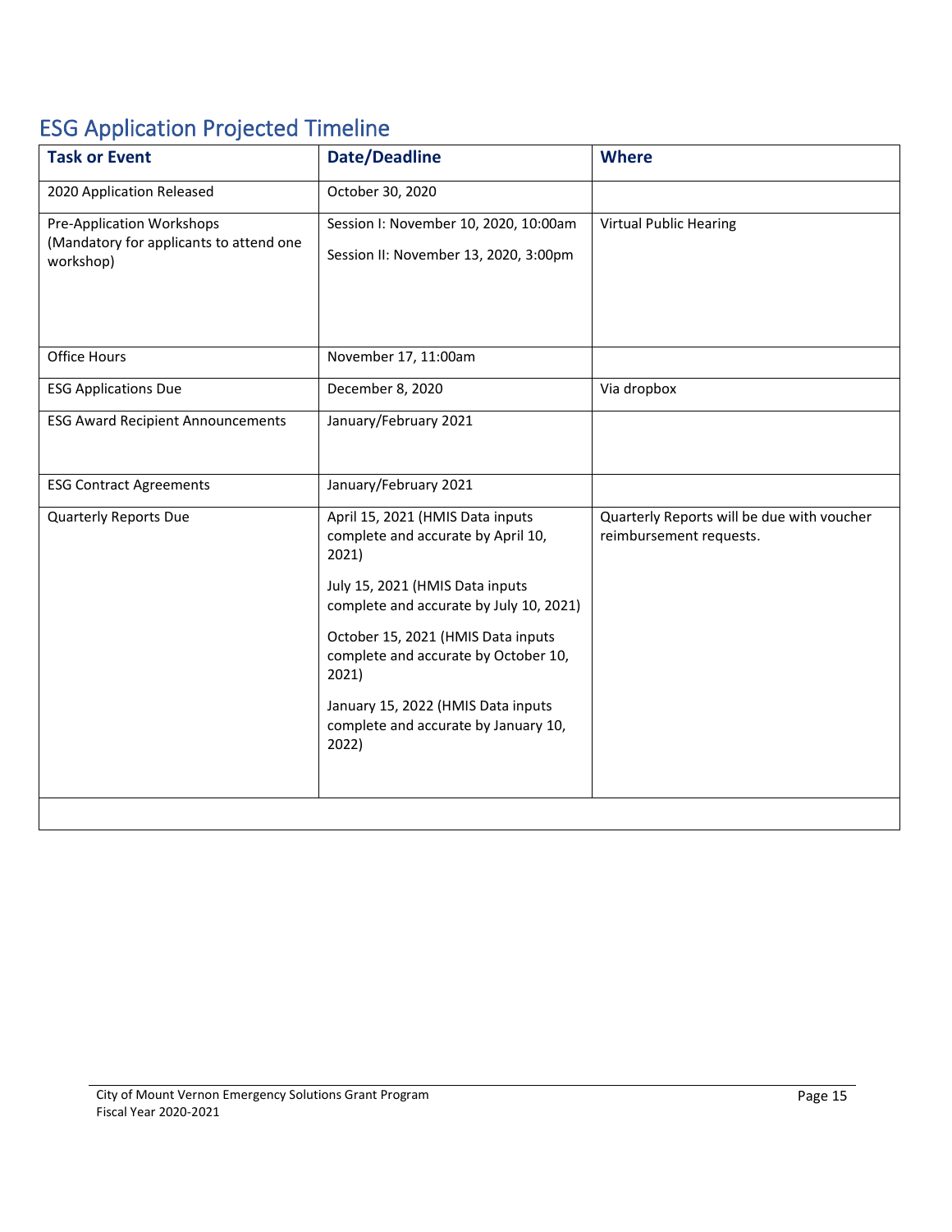## ESG Application Projected Timeline

| Task or Event | Date/Deadline | Where |
|---|---|---|
| 2020 Application Released | October 30, 2020 | |
| Pre-Application Workshops (Mandatory for applicants to attend one workshop) | Session I: November 10, 2020, 10:00am<br><br>Session II: November 13, 2020, 3:00pm | Virtual Public Hearing |
| Office Hours | November 17, 11:00am | |
| ESG Applications Due | December 8, 2020 | Via dropbox |
| ESG Award Recipient Announcements | January/February 2021 | |
| ESG Contract Agreements | January/February 2021 | |
| Quarterly Reports Due | April 15, 2021 (HMIS Data inputs complete and accurate by April 10, 2021)<br><br>July 15, 2021 (HMIS Data inputs complete and accurate by July 10, 2021)<br><br>October 15, 2021 (HMIS Data inputs complete and accurate by October 10, 2021)<br><br>January 15, 2022 (HMIS Data inputs complete and accurate by January 10, 2022) | Quarterly Reports will be due with voucher reimbursement requests. |
| | | |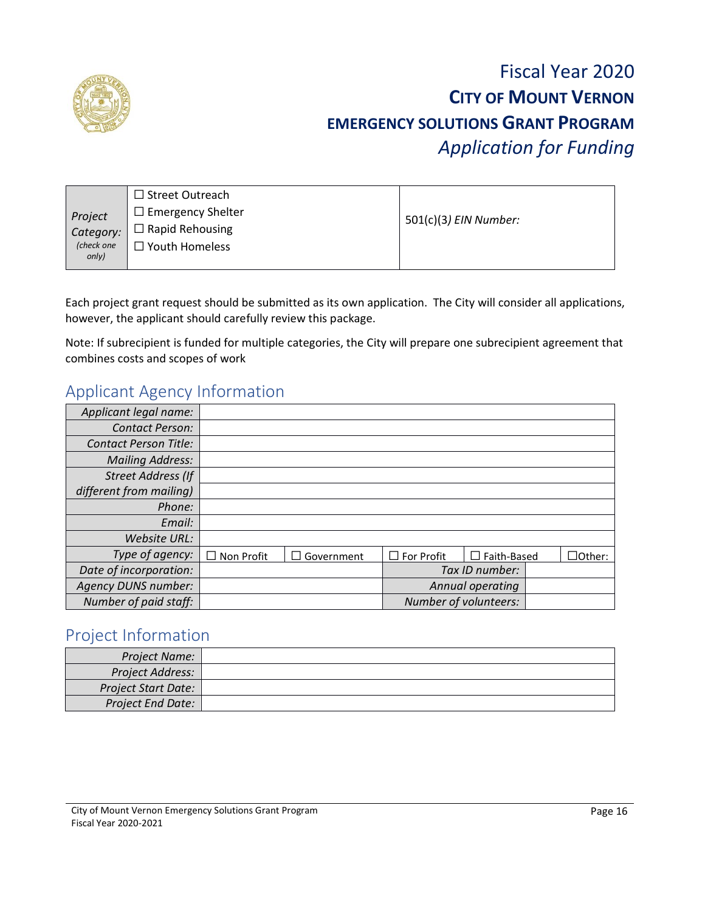# Fiscal Year 2020

## CITY OF MOUNT VERNON

## EMERGENCY SOLUTIONS GRANT PROGRAM

*Application for Funding*

| *Project Category:* *(check one only)* | ☐ Street Outreach<br>☐ Emergency Shelter<br>☐ Rapid Rehousing<br>☐ Youth Homeless | 501(c)(3) *EIN Number:* |
|---|---|---|

Each project grant request should be submitted as its own application. The City will consider all applications, however, the applicant should carefully review this package.

Note: If subrecipient is funded for multiple categories, the City will prepare one subrecipient agreement that combines costs and scopes of work

## Applicant Agency Information

| | | | | | |
|---|---|---|---|---|---|
| *Applicant legal name:* | | | | | |
| *Contact Person:* | | | | | |
| *Contact Person Title:* | | | | | |
| *Mailing Address:* | | | | | |
| *Street Address (If different from mailing)* | | | | | |
| *Phone:* | | | | | |
| *Email:* | | | | | |
| *Website URL:* | | | | | |
| *Type of agency:* | ☐ Non Profit | ☐ Government | ☐ For Profit | ☐ Faith-Based | ☐Other: |
| *Date of incorporation:* | | | *Tax ID number:* | | |
| *Agency DUNS number:* | | | *Annual operating* | | |
| *Number of paid staff:* | | | *Number of volunteers:* | | |

## Project Information

| | |
|---|---|
| *Project Name:* | |
| *Project Address:* | |
| *Project Start Date:* | |
| *Project End Date:* | |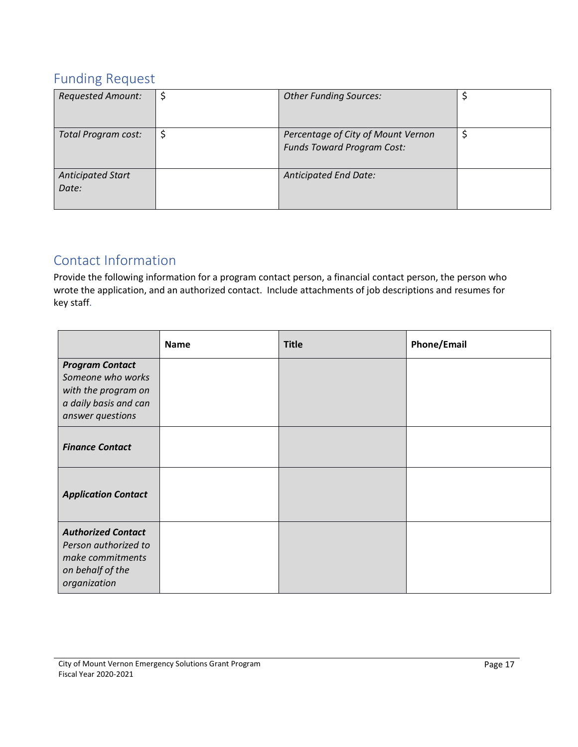## Funding Request

| *Requested Amount:* | $ | *Other Funding Sources:* | $ |
|---|---|---|---|
| *Total Program cost:* | $ | *Percentage of City of Mount Vernon Funds Toward Program Cost:* | $ |
| *Anticipated Start Date:* | | *Anticipated End Date:* | |

## Contact Information

Provide the following information for a program contact person, a financial contact person, the person who wrote the application, and an authorized contact. Include attachments of job descriptions and resumes for key staff.

| | **Name** | **Title** | **Phone/Email** |
|---|---|---|---|
| ***Program Contact*** *Someone who works with the program on a daily basis and can answer questions* | | | |
| ***Finance Contact*** | | | |
| ***Application Contact*** | | | |
| ***Authorized Contact*** *Person authorized to make commitments on behalf of the organization* | | | |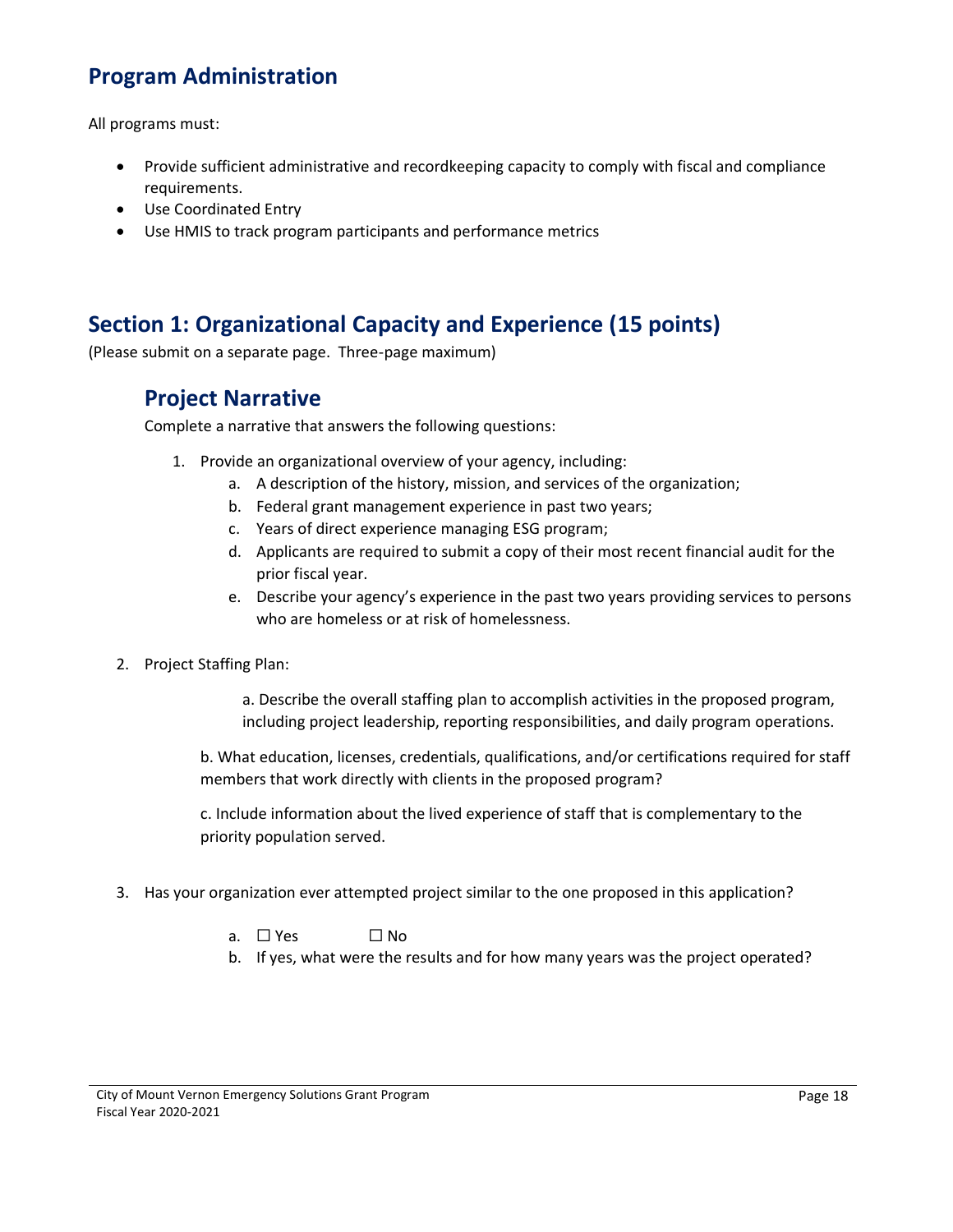## Program Administration

All programs must:

- Provide sufficient administrative and recordkeeping capacity to comply with fiscal and compliance requirements.
- Use Coordinated Entry
- Use HMIS to track program participants and performance metrics

## Section 1: Organizational Capacity and Experience (15 points)

(Please submit on a separate page. Three-page maximum)

### Project Narrative

Complete a narrative that answers the following questions:

1. Provide an organizational overview of your agency, including:
   a. A description of the history, mission, and services of the organization;
   b. Federal grant management experience in past two years;
   c. Years of direct experience managing ESG program;
   d. Applicants are required to submit a copy of their most recent financial audit for the prior fiscal year.
   e. Describe your agency's experience in the past two years providing services to persons who are homeless or at risk of homelessness.

2. Project Staffing Plan:

   a. Describe the overall staffing plan to accomplish activities in the proposed program, including project leadership, reporting responsibilities, and daily program operations.

   b. What education, licenses, credentials, qualifications, and/or certifications required for staff members that work directly with clients in the proposed program?

   c. Include information about the lived experience of staff that is complementary to the priority population served.

3. Has your organization ever attempted project similar to the one proposed in this application?
   a. ☐ Yes ☐ No
   b. If yes, what were the results and for how many years was the project operated?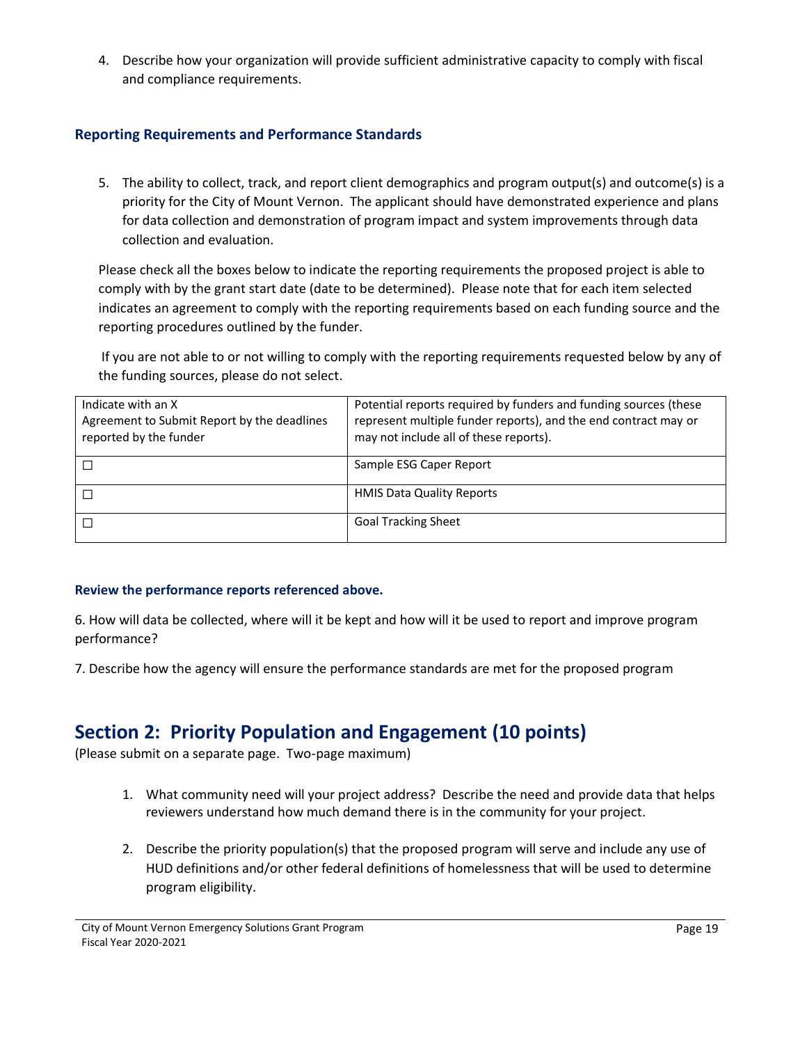4. Describe how your organization will provide sufficient administrative capacity to comply with fiscal and compliance requirements.

### Reporting Requirements and Performance Standards

5. The ability to collect, track, and report client demographics and program output(s) and outcome(s) is a priority for the City of Mount Vernon. The applicant should have demonstrated experience and plans for data collection and demonstration of program impact and system improvements through data collection and evaluation.

Please check all the boxes below to indicate the reporting requirements the proposed project is able to comply with by the grant start date (date to be determined). Please note that for each item selected indicates an agreement to comply with the reporting requirements based on each funding source and the reporting procedures outlined by the funder.

If you are not able to or not willing to comply with the reporting requirements requested below by any of the funding sources, please do not select.

| Indicate with an X Agreement to Submit Report by the deadlines reported by the funder | Potential reports required by funders and funding sources (these represent multiple funder reports), and the end contract may or may not include all of these reports). |
|---|---|
| ☐ | Sample ESG Caper Report |
| ☐ | HMIS Data Quality Reports |
| ☐ | Goal Tracking Sheet |

**Review the performance reports referenced above.**

6. How will data be collected, where will it be kept and how will it be used to report and improve program performance?

7. Describe how the agency will ensure the performance standards are met for the proposed program

## Section 2: Priority Population and Engagement (10 points)

(Please submit on a separate page. Two-page maximum)

1. What community need will your project address? Describe the need and provide data that helps reviewers understand how much demand there is in the community for your project.

2. Describe the priority population(s) that the proposed program will serve and include any use of HUD definitions and/or other federal definitions of homelessness that will be used to determine program eligibility.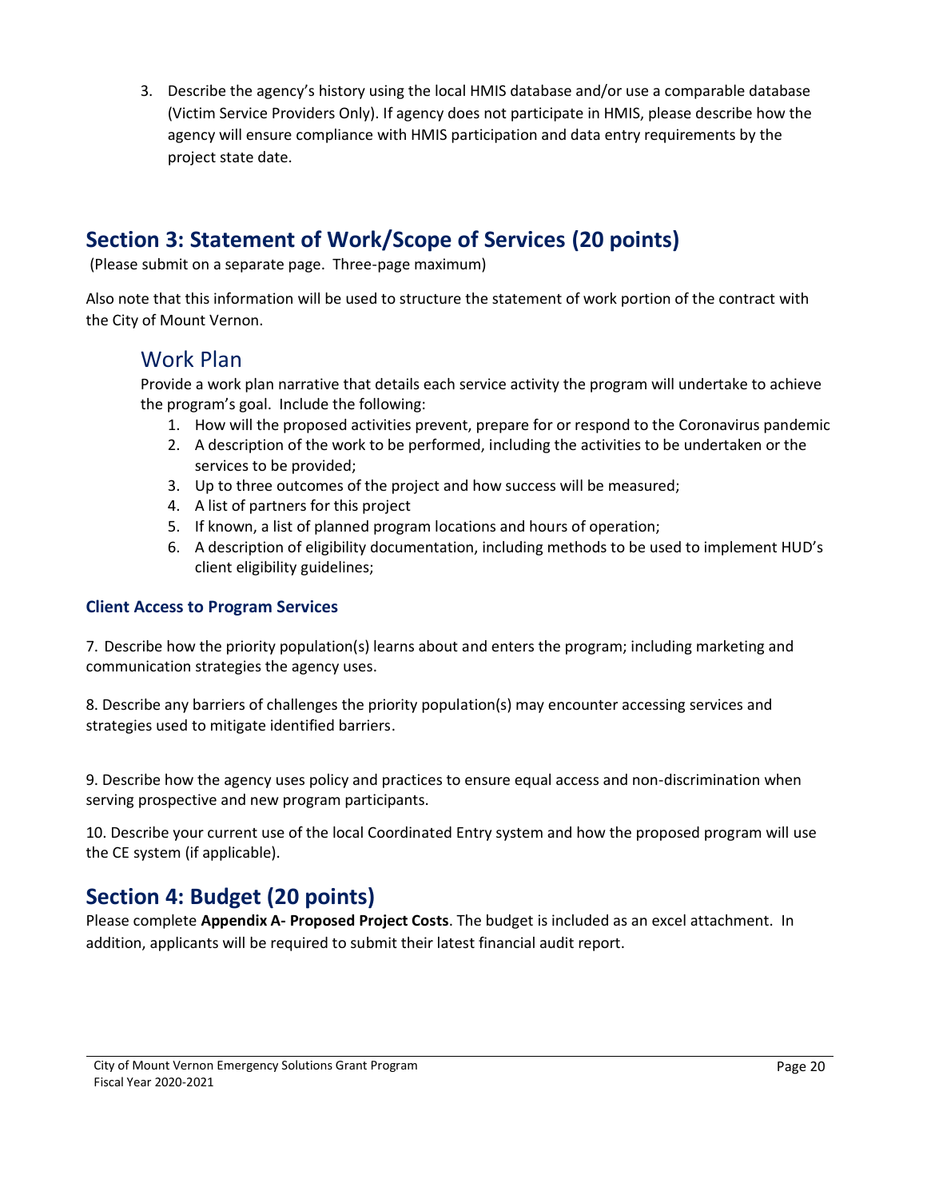3. Describe the agency's history using the local HMIS database and/or use a comparable database (Victim Service Providers Only). If agency does not participate in HMIS, please describe how the agency will ensure compliance with HMIS participation and data entry requirements by the project state date.

## Section 3: Statement of Work/Scope of Services (20 points)

(Please submit on a separate page. Three-page maximum)

Also note that this information will be used to structure the statement of work portion of the contract with the City of Mount Vernon.

### Work Plan

Provide a work plan narrative that details each service activity the program will undertake to achieve the program's goal. Include the following:

1. How will the proposed activities prevent, prepare for or respond to the Coronavirus pandemic
2. A description of the work to be performed, including the activities to be undertaken or the services to be provided;
3. Up to three outcomes of the project and how success will be measured;
4. A list of partners for this project
5. If known, a list of planned program locations and hours of operation;
6. A description of eligibility documentation, including methods to be used to implement HUD's client eligibility guidelines;

#### Client Access to Program Services

7. Describe how the priority population(s) learns about and enters the program; including marketing and communication strategies the agency uses.

8. Describe any barriers of challenges the priority population(s) may encounter accessing services and strategies used to mitigate identified barriers.

9. Describe how the agency uses policy and practices to ensure equal access and non-discrimination when serving prospective and new program participants.

10. Describe your current use of the local Coordinated Entry system and how the proposed program will use the CE system (if applicable).

## Section 4: Budget (20 points)

Please complete **Appendix A- Proposed Project Costs**. The budget is included as an excel attachment. In addition, applicants will be required to submit their latest financial audit report.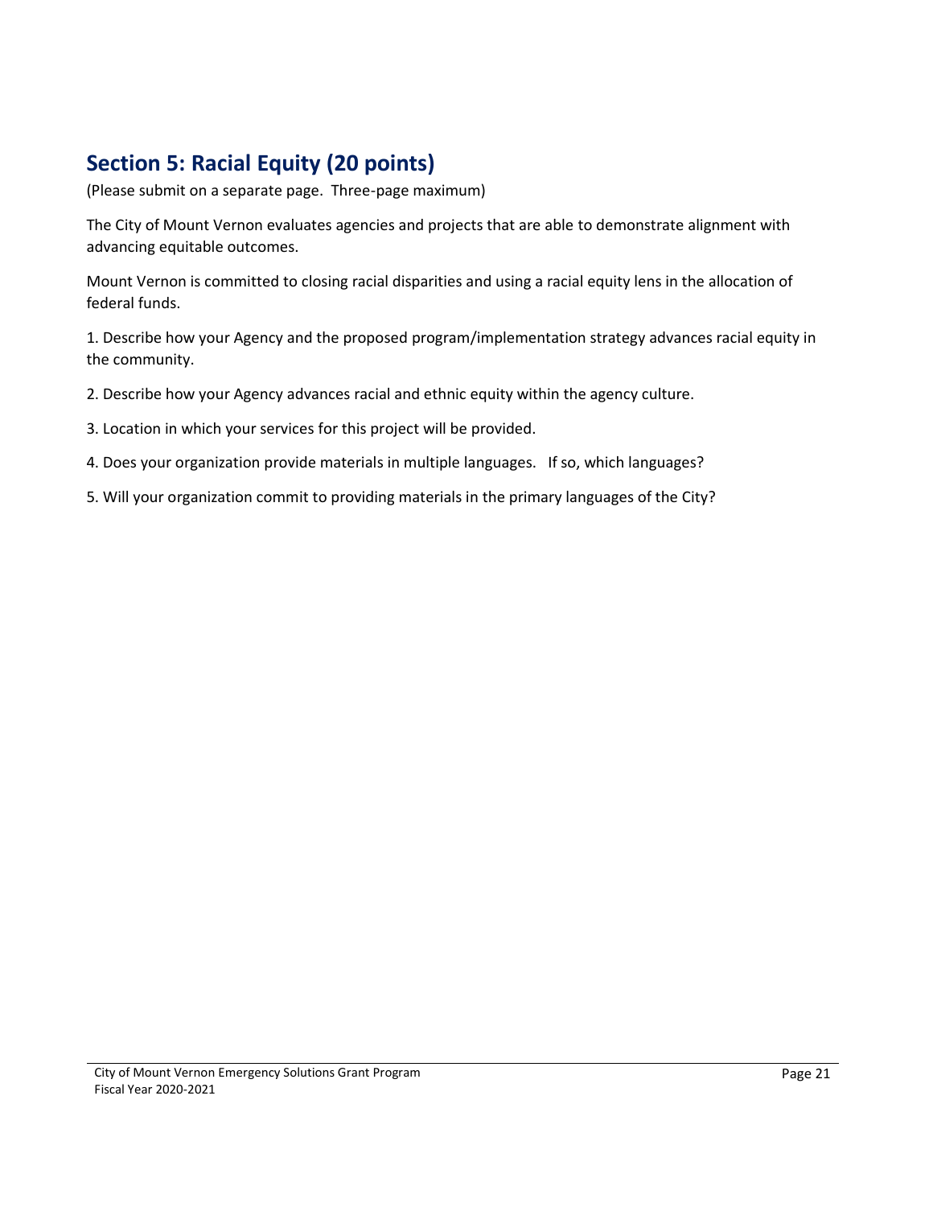## Section 5: Racial Equity (20 points)

(Please submit on a separate page. Three-page maximum)

The City of Mount Vernon evaluates agencies and projects that are able to demonstrate alignment with advancing equitable outcomes.

Mount Vernon is committed to closing racial disparities and using a racial equity lens in the allocation of federal funds.

1. Describe how your Agency and the proposed program/implementation strategy advances racial equity in the community.

2. Describe how your Agency advances racial and ethnic equity within the agency culture.

3. Location in which your services for this project will be provided.

4. Does your organization provide materials in multiple languages. If so, which languages?

5. Will your organization commit to providing materials in the primary languages of the City?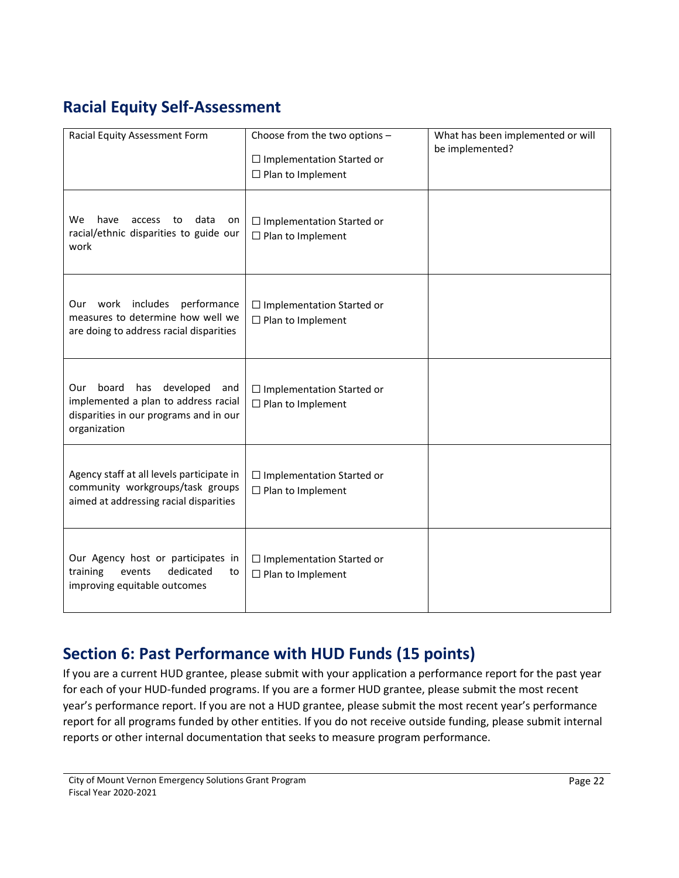## Racial Equity Self-Assessment

| Racial Equity Assessment Form | Choose from the two options – ☐ Implementation Started or ☐ Plan to Implement | What has been implemented or will be implemented? |
|---|---|---|
| We have access to data on racial/ethnic disparities to guide our work | ☐ Implementation Started or ☐ Plan to Implement | |
| Our work includes performance measures to determine how well we are doing to address racial disparities | ☐ Implementation Started or ☐ Plan to Implement | |
| Our board has developed and implemented a plan to address racial disparities in our programs and in our organization | ☐ Implementation Started or ☐ Plan to Implement | |
| Agency staff at all levels participate in community workgroups/task groups aimed at addressing racial disparities | ☐ Implementation Started or ☐ Plan to Implement | |
| Our Agency host or participates in training events dedicated to improving equitable outcomes | ☐ Implementation Started or ☐ Plan to Implement | |

## Section 6: Past Performance with HUD Funds (15 points)

If you are a current HUD grantee, please submit with your application a performance report for the past year for each of your HUD-funded programs. If you are a former HUD grantee, please submit the most recent year's performance report. If you are not a HUD grantee, please submit the most recent year's performance report for all programs funded by other entities. If you do not receive outside funding, please submit internal reports or other internal documentation that seeks to measure program performance.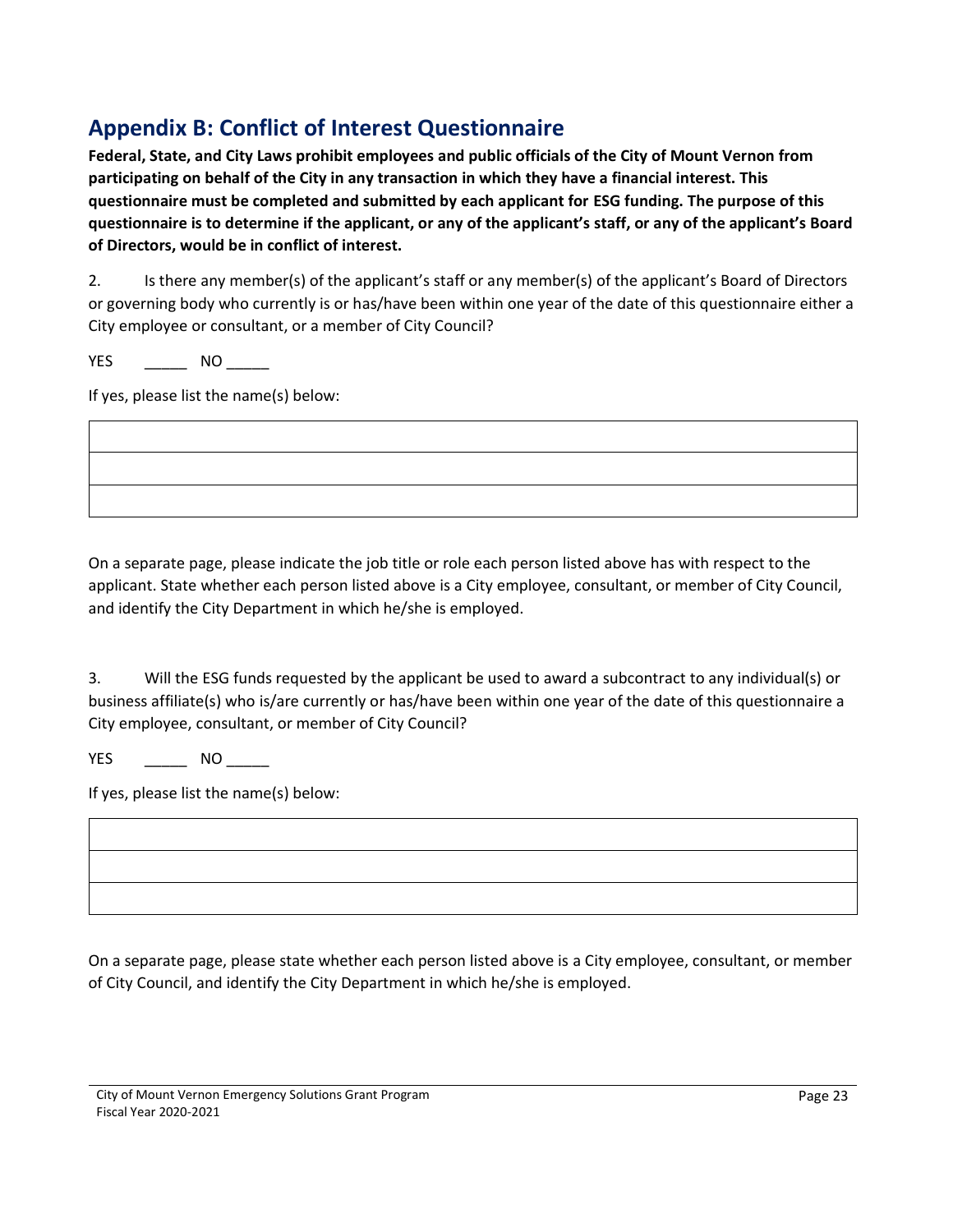## Appendix B: Conflict of Interest Questionnaire

**Federal, State, and City Laws prohibit employees and public officials of the City of Mount Vernon from participating on behalf of the City in any transaction in which they have a financial interest. This questionnaire must be completed and submitted by each applicant for ESG funding. The purpose of this questionnaire is to determine if the applicant, or any of the applicant's staff, or any of the applicant's Board of Directors, would be in conflict of interest.**

2. Is there any member(s) of the applicant's staff or any member(s) of the applicant's Board of Directors or governing body who currently is or has/have been within one year of the date of this questionnaire either a City employee or consultant, or a member of City Council?

YES _____ NO _____

If yes, please list the name(s) below:

| |
|---|
| |
| |
| |

On a separate page, please indicate the job title or role each person listed above has with respect to the applicant. State whether each person listed above is a City employee, consultant, or member of City Council, and identify the City Department in which he/she is employed.

3. Will the ESG funds requested by the applicant be used to award a subcontract to any individual(s) or business affiliate(s) who is/are currently or has/have been within one year of the date of this questionnaire a City employee, consultant, or member of City Council?

YES _____ NO _____

If yes, please list the name(s) below:

| |
|---|
| |
| |
| |

On a separate page, please state whether each person listed above is a City employee, consultant, or member of City Council, and identify the City Department in which he/she is employed.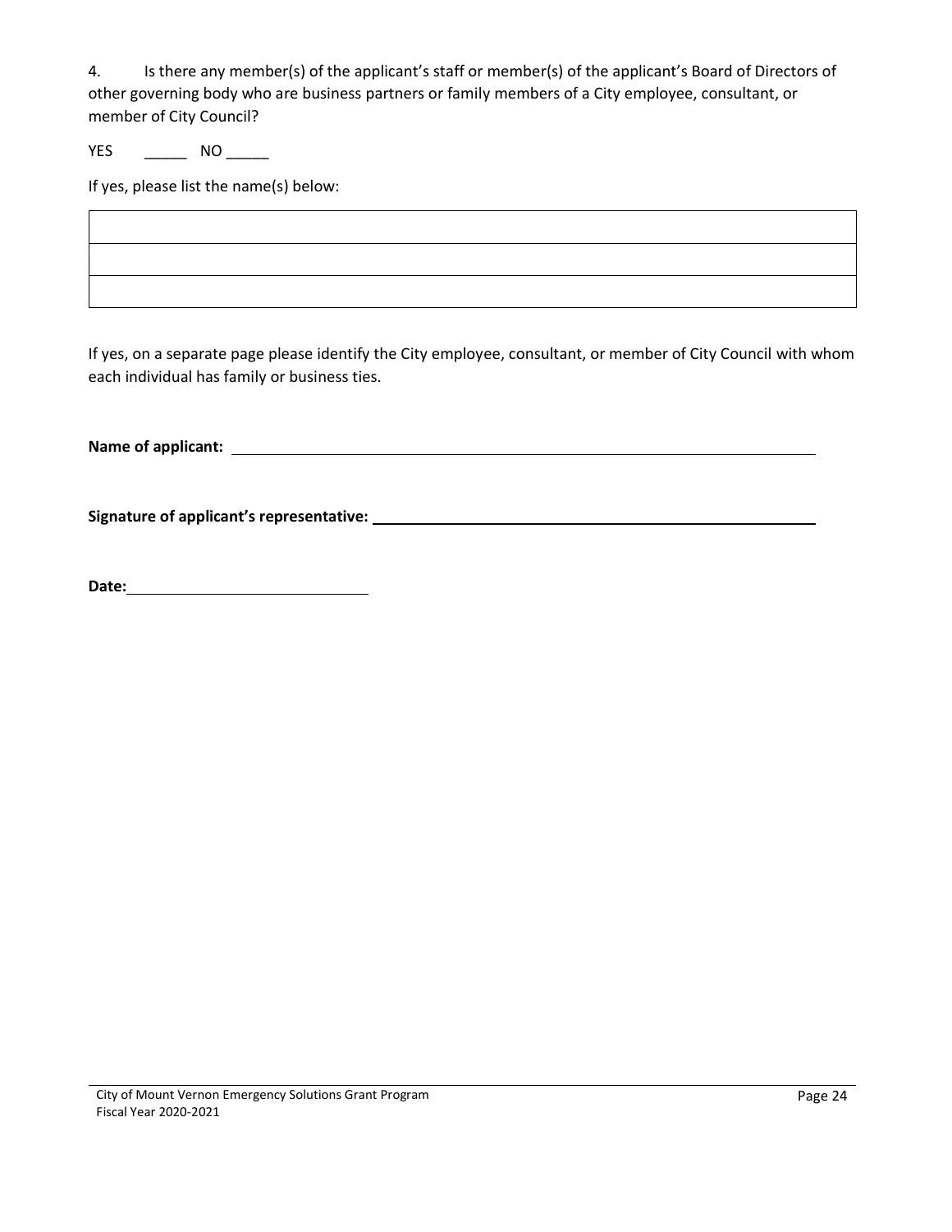4. Is there any member(s) of the applicant's staff or member(s) of the applicant's Board of Directors of other governing body who are business partners or family members of a City employee, consultant, or member of City Council?

YES _____ NO _____

If yes, please list the name(s) below:

| |
|---|
| |
| |

If yes, on a separate page please identify the City employee, consultant, or member of City Council with whom each individual has family or business ties.

**Name of applicant:** ______________________________________________

**Signature of applicant's representative:** ______________________________________________

**Date:** ____________________________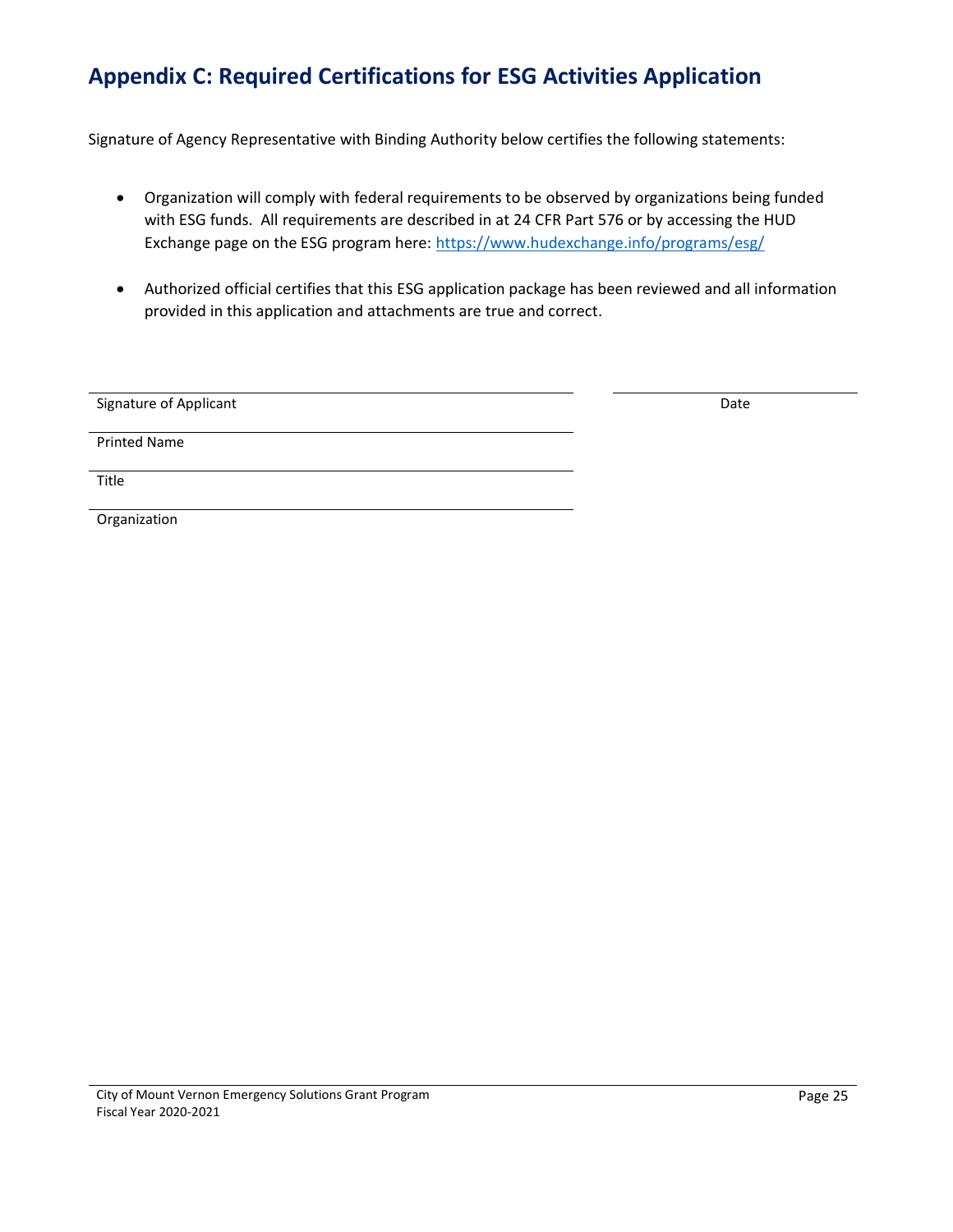## Appendix C: Required Certifications for ESG Activities Application

Signature of Agency Representative with Binding Authority below certifies the following statements:

- Organization will comply with federal requirements to be observed by organizations being funded with ESG funds. All requirements are described in at 24 CFR Part 576 or by accessing the HUD Exchange page on the ESG program here: https://www.hudexchange.info/programs/esg/

- Authorized official certifies that this ESG application package has been reviewed and all information provided in this application and attachments are true and correct.

______________________________________________ ____________________

Signature of Applicant Date

______________________________________________

Printed Name

______________________________________________

Title

______________________________________________

Organization